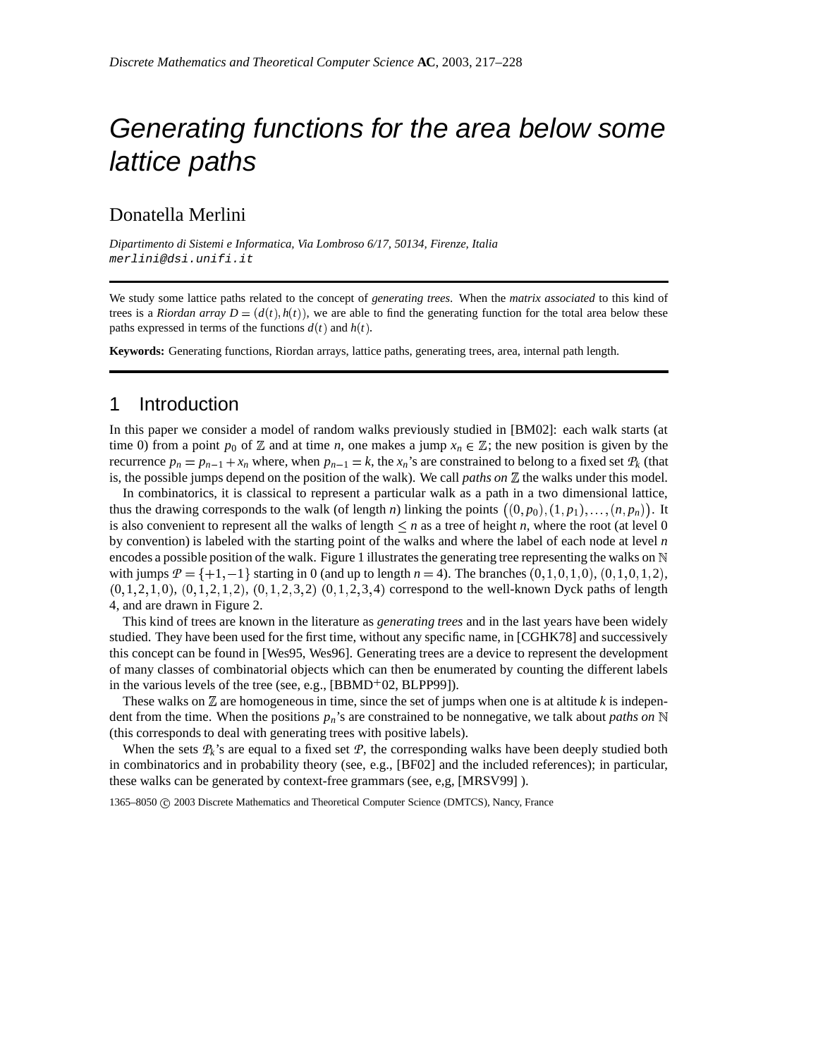# Generating functions for the area below some lattice paths

Donatella Merlini

*Dipartimento di Sistemi e Informatica, Via Lombroso 6/17, 50134, Firenze, Italia*
`merlini@dsi.unifi.it`

---

We study some lattice paths related to the concept of *generating trees*. When the *matrix associated* to this kind of trees is a *Riordan array* $D = (d(t), h(t))$, we are able to find the generating function for the total area below these paths expressed in terms of the functions $d(t)$ and $h(t)$.

**Keywords:** Generating functions, Riordan arrays, lattice paths, generating trees, area, internal path length.

---

## 1 Introduction

In this paper we consider a model of random walks previously studied in [BM02]: each walk starts (at time 0) from a point $p_0$ of $\mathbb{Z}$ and at time $n$, one makes a jump $x_n \in \mathbb{Z}$; the new position is given by the recurrence $p_n = p_{n-1} + x_n$ where, when $p_{n-1} = k$, the $x_n$'s are constrained to belong to a fixed set $\mathcal{P}_k$ (that is, the possible jumps depend on the position of the walk). We call *paths on* $\mathbb{Z}$ the walks under this model.

In combinatorics, it is classical to represent a particular walk as a path in a two dimensional lattice, thus the drawing corresponds to the walk (of length $n$) linking the points $\big((0, p_0), (1, p_1), \ldots, (n, p_n)\big)$. It is also convenient to represent all the walks of length $\leq n$ as a tree of height $n$, where the root (at level 0 by convention) is labeled with the starting point of the walks and where the label of each node at level $n$ encodes a possible position of the walk. Figure 1 illustrates the generating tree representing the walks on $\mathbb{N}$ with jumps $\mathcal{P} = \{+1, -1\}$ starting in 0 (and up to length $n = 4$). The branches $(0,1,0,1,0)$, $(0,1,0,1,2)$, $(0,1,2,1,0)$, $(0,1,2,1,2)$, $(0,1,2,3,2)$ $(0,1,2,3,4)$ correspond to the well-known Dyck paths of length 4, and are drawn in Figure 2.

This kind of trees are known in the literature as *generating trees* and in the last years have been widely studied. They have been used for the first time, without any specific name, in [CGHK78] and successively this concept can be found in [Wes95, Wes96]. Generating trees are a device to represent the development of many classes of combinatorial objects which can then be enumerated by counting the different labels in the various levels of the tree (see, e.g., [BBMD+02, BLPP99]).

These walks on $\mathbb{Z}$ are homogeneous in time, since the set of jumps when one is at altitude $k$ is independent from the time. When the positions $p_n$'s are constrained to be nonnegative, we talk about *paths on* $\mathbb{N}$ (this corresponds to deal with generating trees with positive labels).

When the sets $\mathcal{P}_k$'s are equal to a fixed set $\mathcal{P}$, the corresponding walks have been deeply studied both in combinatorics and in probability theory (see, e.g., [BF02] and the included references); in particular, these walks can be generated by context-free grammars (see, e,g, [MRSV99] ).

1365–8050 © 2003 Discrete Mathematics and Theoretical Computer Science (DMTCS), Nancy, France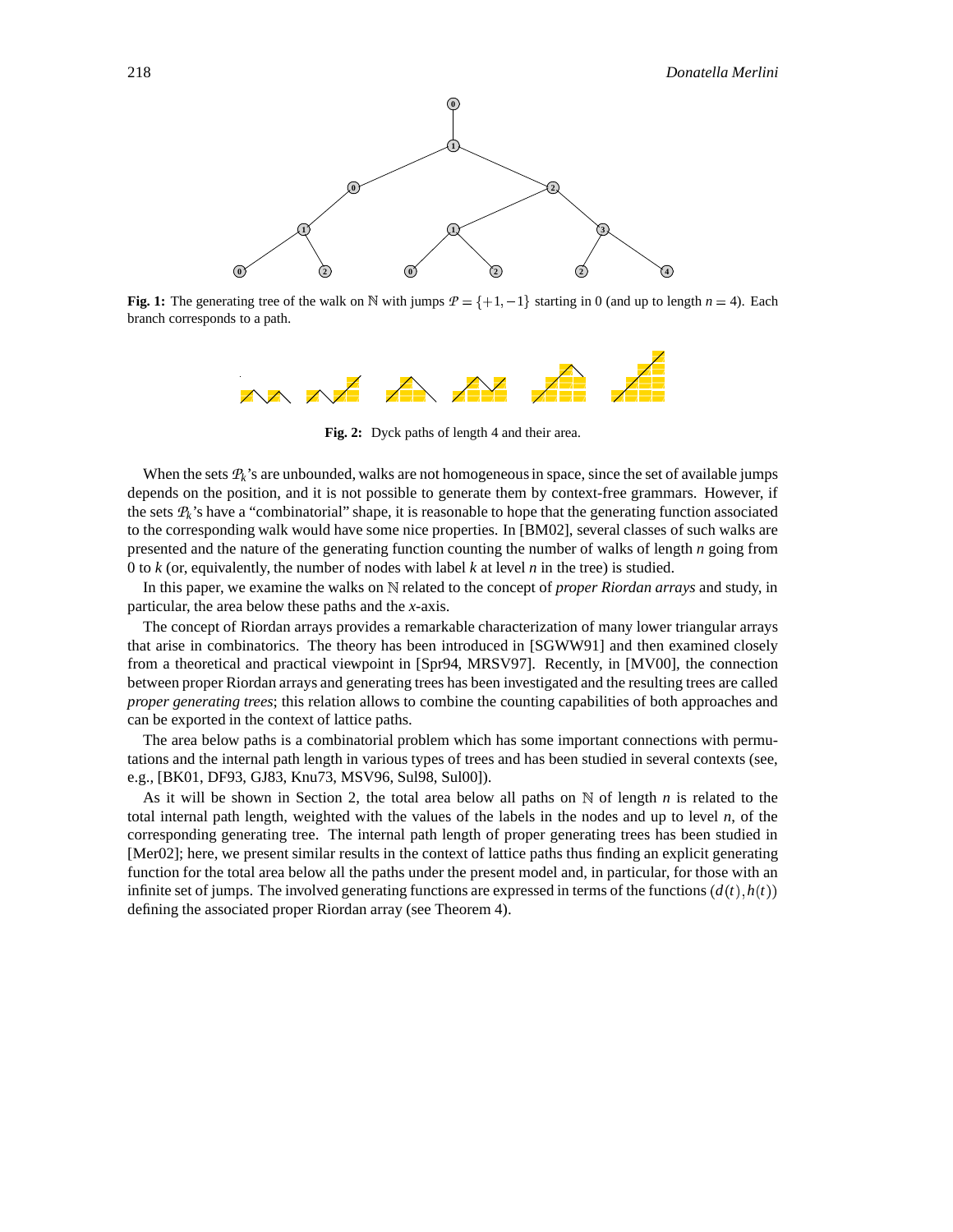**Fig. 1:** The generating tree of the walk on $\mathbb{N}$ with jumps $\mathcal{P} = \{+1, -1\}$ starting in 0 (and up to length $n = 4$). Each branch corresponds to a path.

**Fig. 2:** Dyck paths of length 4 and their area.

When the sets $\mathcal{P}_k$'s are unbounded, walks are not homogeneous in space, since the set of available jumps depends on the position, and it is not possible to generate them by context-free grammars. However, if the sets $\mathcal{P}_k$'s have a "combinatorial" shape, it is reasonable to hope that the generating function associated to the corresponding walk would have some nice properties. In [BM02], several classes of such walks are presented and the nature of the generating function counting the number of walks of length $n$ going from 0 to $k$ (or, equivalently, the number of nodes with label $k$ at level $n$ in the tree) is studied.

In this paper, we examine the walks on $\mathbb{N}$ related to the concept of *proper Riordan arrays* and study, in particular, the area below these paths and the $x$-axis.

The concept of Riordan arrays provides a remarkable characterization of many lower triangular arrays that arise in combinatorics. The theory has been introduced in [SGWW91] and then examined closely from a theoretical and practical viewpoint in [Spr94, MRSV97]. Recently, in [MV00], the connection between proper Riordan arrays and generating trees has been investigated and the resulting trees are called *proper generating trees*; this relation allows to combine the counting capabilities of both approaches and can be exported in the context of lattice paths.

The area below paths is a combinatorial problem which has some important connections with permutations and the internal path length in various types of trees and has been studied in several contexts (see, e.g., [BK01, DF93, GJ83, Knu73, MSV96, Sul98, Sul00]).

As it will be shown in Section 2, the total area below all paths on $\mathbb{N}$ of length $n$ is related to the total internal path length, weighted with the values of the labels in the nodes and up to level $n$, of the corresponding generating tree. The internal path length of proper generating trees has been studied in [Mer02]; here, we present similar results in the context of lattice paths thus finding an explicit generating function for the total area below all the paths under the present model and, in particular, for those with an infinite set of jumps. The involved generating functions are expressed in terms of the functions $(d(t), h(t))$ defining the associated proper Riordan array (see Theorem 4).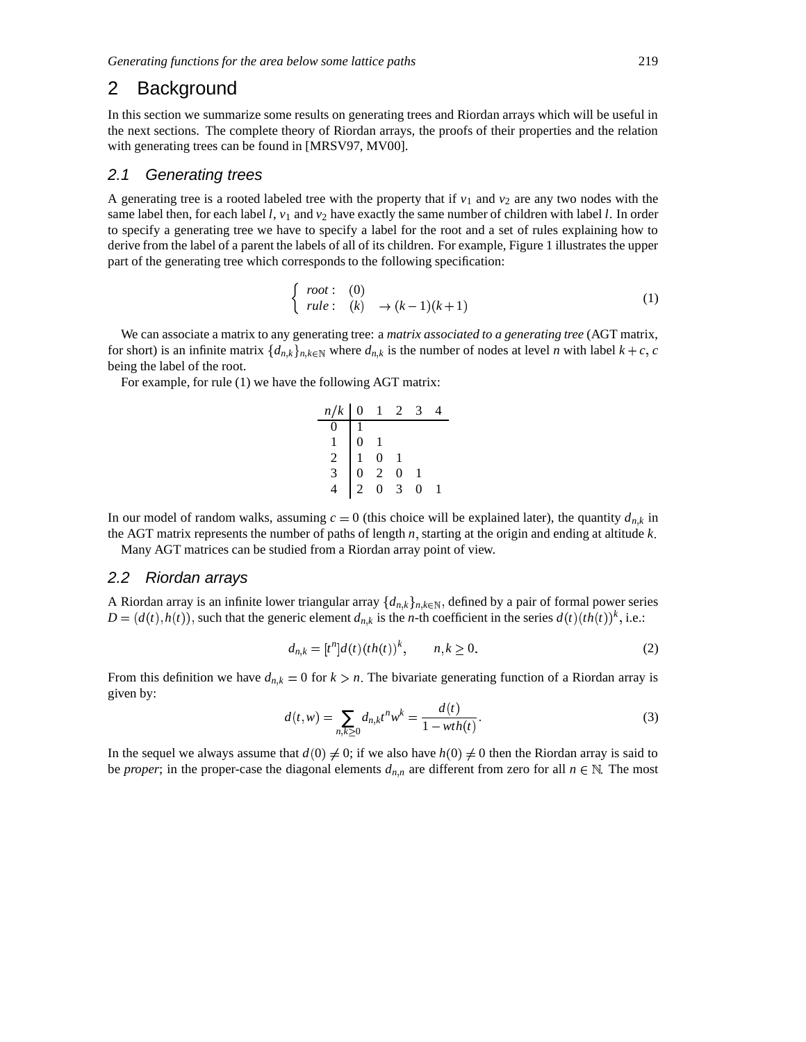## 2 Background

In this section we summarize some results on generating trees and Riordan arrays which will be useful in the next sections. The complete theory of Riordan arrays, the proofs of their properties and the relation with generating trees can be found in [MRSV97, MV00].

### 2.1 Generating trees

A generating tree is a rooted labeled tree with the property that if $v_1$ and $v_2$ are any two nodes with the same label then, for each label $l$, $v_1$ and $v_2$ have exactly the same number of children with label $l$. In order to specify a generating tree we have to specify a label for the root and a set of rules explaining how to derive from the label of a parent the labels of all of its children. For example, Figure 1 illustrates the upper part of the generating tree which corresponds to the following specification:

$$\begin{cases} root: & (0) \\ rule: & (k) \quad \rightarrow (k-1)(k+1) \end{cases} \tag{1}$$

We can associate a matrix to any generating tree: a *matrix associated to a generating tree* (AGT matrix, for short) is an infinite matrix $\{d_{n,k}\}_{n,k\in\mathbb{N}}$ where $d_{n,k}$ is the number of nodes at level $n$ with label $k+c$, $c$ being the label of the root.

For example, for rule (1) we have the following AGT matrix:

| $n/k$ | 0 | 1 | 2 | 3 | 4 |
|---|---|---|---|---|---|
| 0 | 1 | | | | |
| 1 | 0 | 1 | | | |
| 2 | 1 | 0 | 1 | | |
| 3 | 0 | 2 | 0 | 1 | |
| 4 | 2 | 0 | 3 | 0 | 1 |

In our model of random walks, assuming $c = 0$ (this choice will be explained later), the quantity $d_{n,k}$ in the AGT matrix represents the number of paths of length $n$, starting at the origin and ending at altitude $k$.

Many AGT matrices can be studied from a Riordan array point of view.

### 2.2 Riordan arrays

A Riordan array is an infinite lower triangular array $\{d_{n,k}\}_{n,k\in\mathbb{N}}$, defined by a pair of formal power series $D = (d(t), h(t))$, such that the generic element $d_{n,k}$ is the $n$-th coefficient in the series $d(t)(th(t))^k$, i.e.:

$$d_{n,k} = [t^n]d(t)(th(t))^k, \qquad n,k \geq 0. \tag{2}$$

From this definition we have $d_{n,k} = 0$ for $k > n$. The bivariate generating function of a Riordan array is given by:

$$d(t,w) = \sum_{n,k\geq 0} d_{n,k} t^n w^k = \frac{d(t)}{1 - wth(t)}. \tag{3}$$

In the sequel we always assume that $d(0) \neq 0$; if we also have $h(0) \neq 0$ then the Riordan array is said to be *proper*; in the proper-case the diagonal elements $d_{n,n}$ are different from zero for all $n \in \mathbb{N}$. The most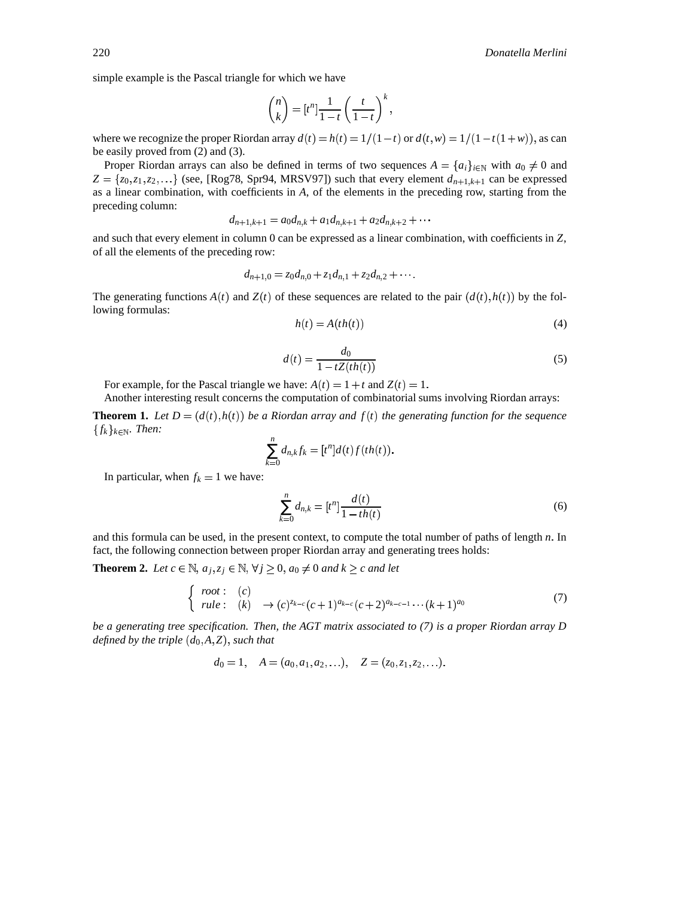simple example is the Pascal triangle for which we have

$$\binom{n}{k} = [t^n]\frac{1}{1-t}\left(\frac{t}{1-t}\right)^k,$$

where we recognize the proper Riordan array $d(t) = h(t) = 1/(1-t)$ or $d(t,w) = 1/(1-t(1+w))$, as can be easily proved from (2) and (3).

Proper Riordan arrays can also be defined in terms of two sequences $A = \{a_i\}_{i\in\mathbb{N}}$ with $a_0 \neq 0$ and $Z = \{z_0, z_1, z_2, \ldots\}$ (see, [Rog78, Spr94, MRSV97]) such that every element $d_{n+1,k+1}$ can be expressed as a linear combination, with coefficients in $A$, of the elements in the preceding row, starting from the preceding column:

$$d_{n+1,k+1} = a_0 d_{n,k} + a_1 d_{n,k+1} + a_2 d_{n,k+2} + \cdots$$

and such that every element in column 0 can be expressed as a linear combination, with coefficients in $Z$, of all the elements of the preceding row:

$$d_{n+1,0} = z_0 d_{n,0} + z_1 d_{n,1} + z_2 d_{n,2} + \cdots.$$

The generating functions $A(t)$ and $Z(t)$ of these sequences are related to the pair $(d(t), h(t))$ by the following formulas:

$$h(t) = A(th(t)) \tag{4}$$

$$d(t) = \frac{d_0}{1 - tZ(th(t))} \tag{5}$$

For example, for the Pascal triangle we have: $A(t) = 1 + t$ and $Z(t) = 1$.

Another interesting result concerns the computation of combinatorial sums involving Riordan arrays:

**Theorem 1.** *Let $D = (d(t), h(t))$ be a Riordan array and $f(t)$ the generating function for the sequence $\{f_k\}_{k\in\mathbb{N}}$. Then:*

$$\sum_{k=0}^{n} d_{n,k} f_k = [t^n] d(t) f(th(t)).$$

In particular, when $f_k = 1$ we have:

$$\sum_{k=0}^{n} d_{n,k} = [t^n]\frac{d(t)}{1 - th(t)} \tag{6}$$

and this formula can be used, in the present context, to compute the total number of paths of length $n$. In fact, the following connection between proper Riordan array and generating trees holds:

**Theorem 2.** *Let $c \in \mathbb{N}$, $a_j, z_j \in \mathbb{N}$, $\forall j \geq 0$, $a_0 \neq 0$ and $k \geq c$ and let*

$$\begin{cases} root: & (c) \\ rule: & (k) \quad \to (c)^{z_{k-c}}(c+1)^{a_{k-c}}(c+2)^{a_{k-c-1}} \cdots (k+1)^{a_0} \end{cases} \tag{7}$$

*be a generating tree specification. Then, the AGT matrix associated to (7) is a proper Riordan array $D$ defined by the triple $(d_0, A, Z)$, such that*

$$d_0 = 1, \quad A = (a_0, a_1, a_2, \ldots), \quad Z = (z_0, z_1, z_2, \ldots).$$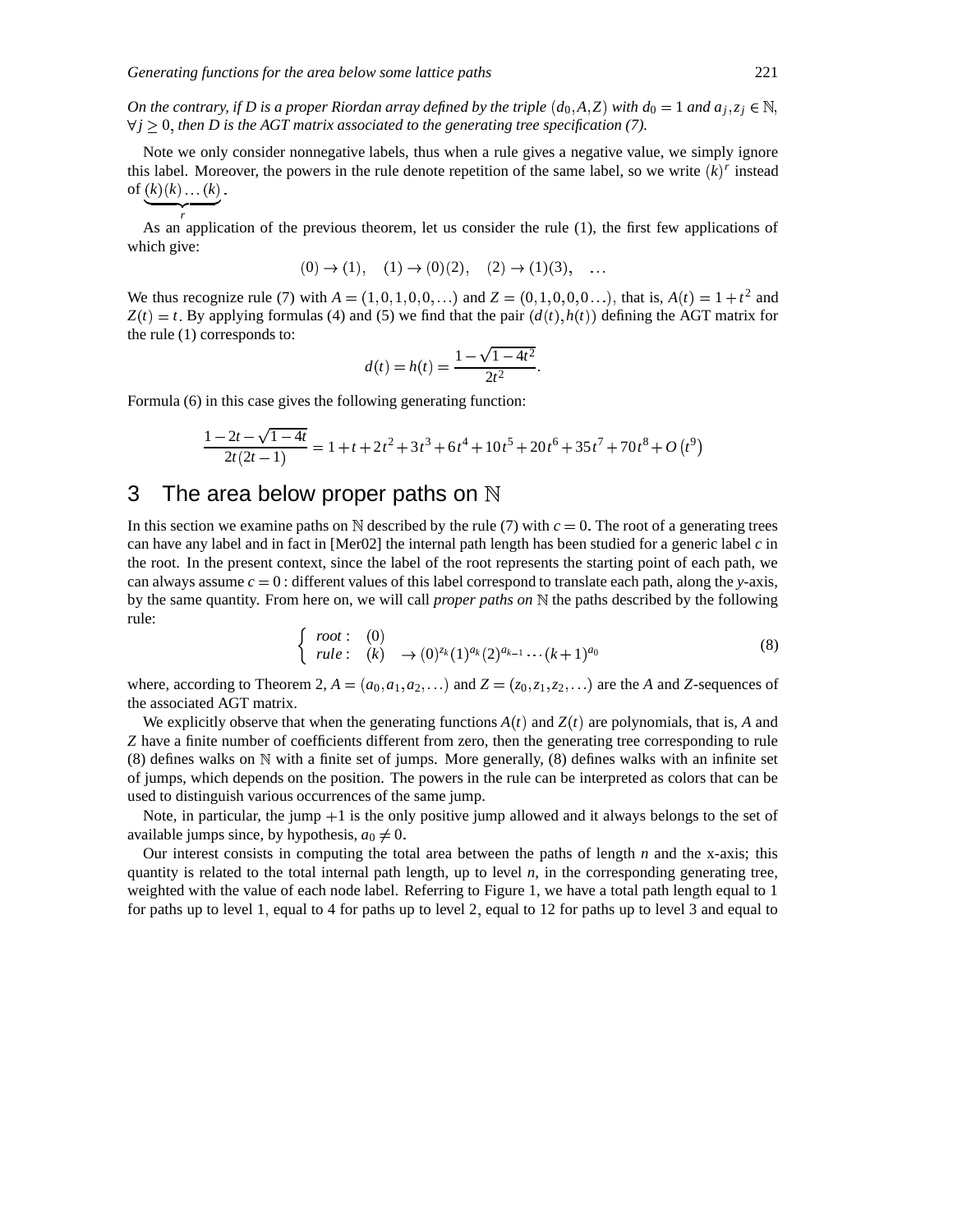*On the contrary, if $D$ is a proper Riordan array defined by the triple $(d_0, A, Z)$ with $d_0 = 1$ and $a_j, z_j \in \mathbb{N}$, $\forall j \geq 0$, then $D$ is the AGT matrix associated to the generating tree specification (7).*

Note we only consider nonnegative labels, thus when a rule gives a negative value, we simply ignore this label. Moreover, the powers in the rule denote repetition of the same label, so we write $(k)^r$ instead of $\underbrace{(k)(k)\ldots(k)}_{r}$.

As an application of the previous theorem, let us consider the rule (1), the first few applications of which give:

$$(0) \to (1), \quad (1) \to (0)(2), \quad (2) \to (1)(3), \quad \ldots$$

We thus recognize rule (7) with $A = (1,0,1,0,0,\ldots)$ and $Z = (0,1,0,0,0\ldots)$, that is, $A(t) = 1+t^2$ and $Z(t) = t$. By applying formulas (4) and (5) we find that the pair $(d(t), h(t))$ defining the AGT matrix for the rule (1) corresponds to:

$$d(t) = h(t) = \frac{1-\sqrt{1-4t^2}}{2t^2}.$$

Formula (6) in this case gives the following generating function:

$$\frac{1-2t-\sqrt{1-4t}}{2t(2t-1)} = 1+t+2t^2+3t^3+6t^4+10t^5+20t^6+35t^7+70t^8+O\left(t^9\right)$$

## 3 The area below proper paths on $\mathbb{N}$

In this section we examine paths on $\mathbb{N}$ described by the rule (7) with $c = 0$. The root of a generating trees can have any label and in fact in [Mer02] the internal path length has been studied for a generic label $c$ in the root. In the present context, since the label of the root represents the starting point of each path, we can always assume $c = 0$ : different values of this label correspond to translate each path, along the $y$-axis, by the same quantity. From here on, we will call *proper paths on* $\mathbb{N}$ the paths described by the following rule:

$$\begin{cases} root: & (0) \\ rule: & (k) \quad \to (0)^{z_k}(1)^{a_k}(2)^{a_{k-1}}\cdots(k+1)^{a_0} \end{cases} \tag{8}$$

where, according to Theorem 2, $A = (a_0, a_1, a_2, \ldots)$ and $Z = (z_0, z_1, z_2, \ldots)$ are the $A$ and $Z$-sequences of the associated AGT matrix.

We explicitly observe that when the generating functions $A(t)$ and $Z(t)$ are polynomials, that is, $A$ and $Z$ have a finite number of coefficients different from zero, then the generating tree corresponding to rule (8) defines walks on $\mathbb{N}$ with a finite set of jumps. More generally, (8) defines walks with an infinite set of jumps, which depends on the position. The powers in the rule can be interpreted as colors that can be used to distinguish various occurrences of the same jump.

Note, in particular, the jump $+1$ is the only positive jump allowed and it always belongs to the set of available jumps since, by hypothesis, $a_0 \neq 0$.

Our interest consists in computing the total area between the paths of length $n$ and the x-axis; this quantity is related to the total internal path length, up to level $n$, in the corresponding generating tree, weighted with the value of each node label. Referring to Figure 1, we have a total path length equal to 1 for paths up to level 1, equal to 4 for paths up to level 2, equal to 12 for paths up to level 3 and equal to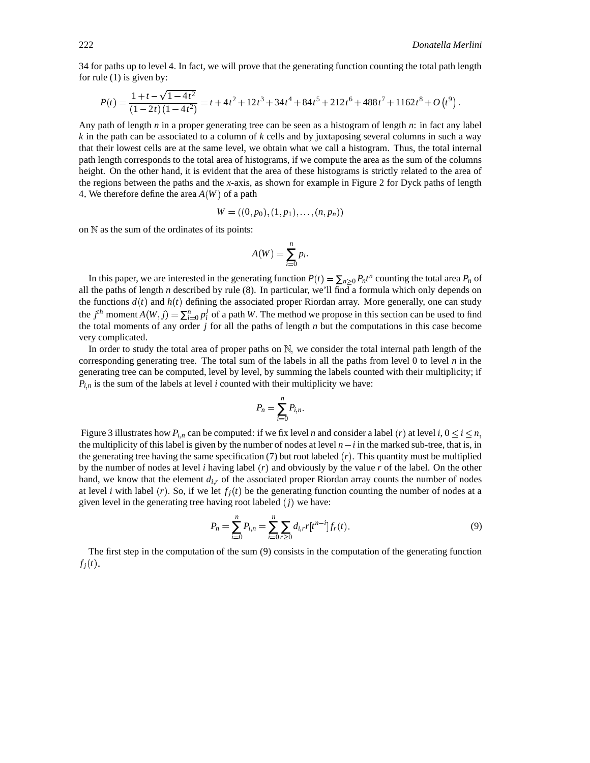34 for paths up to level 4. In fact, we will prove that the generating function counting the total path length for rule (1) is given by:

$$P(t) = \frac{1+t-\sqrt{1-4t^2}}{(1-2t)(1-4t^2)} = t + 4t^2 + 12t^3 + 34t^4 + 84t^5 + 212t^6 + 488t^7 + 1162t^8 + O\left(t^9\right).$$

Any path of length $n$ in a proper generating tree can be seen as a histogram of length $n$: in fact any label $k$ in the path can be associated to a column of $k$ cells and by juxtaposing several columns in such a way that their lowest cells are at the same level, we obtain what we call a histogram. Thus, the total internal path length corresponds to the total area of histograms, if we compute the area as the sum of the columns height. On the other hand, it is evident that the area of these histograms is strictly related to the area of the regions between the paths and the $x$-axis, as shown for example in Figure 2 for Dyck paths of length 4. We therefore define the area $A(W)$ of a path

$$W = ((0, p_0), (1, p_1), \ldots, (n, p_n))$$

on $\mathbb{N}$ as the sum of the ordinates of its points:

$$A(W) = \sum_{i=0}^{n} p_i.$$

In this paper, we are interested in the generating function $P(t) = \sum_{n\geq 0} P_n t^n$ counting the total area $P_n$ of all the paths of length $n$ described by rule (8). In particular, we'll find a formula which only depends on the functions $d(t)$ and $h(t)$ defining the associated proper Riordan array. More generally, one can study the $j^{th}$ moment $A(W, j) = \sum_{i=0}^{n} p_i^j$ of a path $W$. The method we propose in this section can be used to find the total moments of any order $j$ for all the paths of length $n$ but the computations in this case become very complicated.

In order to study the total area of proper paths on $\mathbb{N}$, we consider the total internal path length of the corresponding generating tree. The total sum of the labels in all the paths from level 0 to level $n$ in the generating tree can be computed, level by level, by summing the labels counted with their multiplicity; if $P_{i,n}$ is the sum of the labels at level $i$ counted with their multiplicity we have:

$$P_n = \sum_{i=0}^{n} P_{i,n}.$$

Figure 3 illustrates how $P_{i,n}$ can be computed: if we fix level $n$ and consider a label $(r)$ at level $i$, $0 \leq i \leq n$, the multiplicity of this label is given by the number of nodes at level $n-i$ in the marked sub-tree, that is, in the generating tree having the same specification (7) but root labeled $(r)$. This quantity must be multiplied by the number of nodes at level $i$ having label $(r)$ and obviously by the value $r$ of the label. On the other hand, we know that the element $d_{i,r}$ of the associated proper Riordan array counts the number of nodes at level $i$ with label $(r)$. So, if we let $f_j(t)$ be the generating function counting the number of nodes at a given level in the generating tree having root labeled $(j)$ we have:

$$P_n = \sum_{i=0}^{n} P_{i,n} = \sum_{i=0}^{n} \sum_{r\geq 0} d_{i,r} r [t^{n-i}] f_r(t). \tag{9}$$

The first step in the computation of the sum (9) consists in the computation of the generating function $f_j(t)$.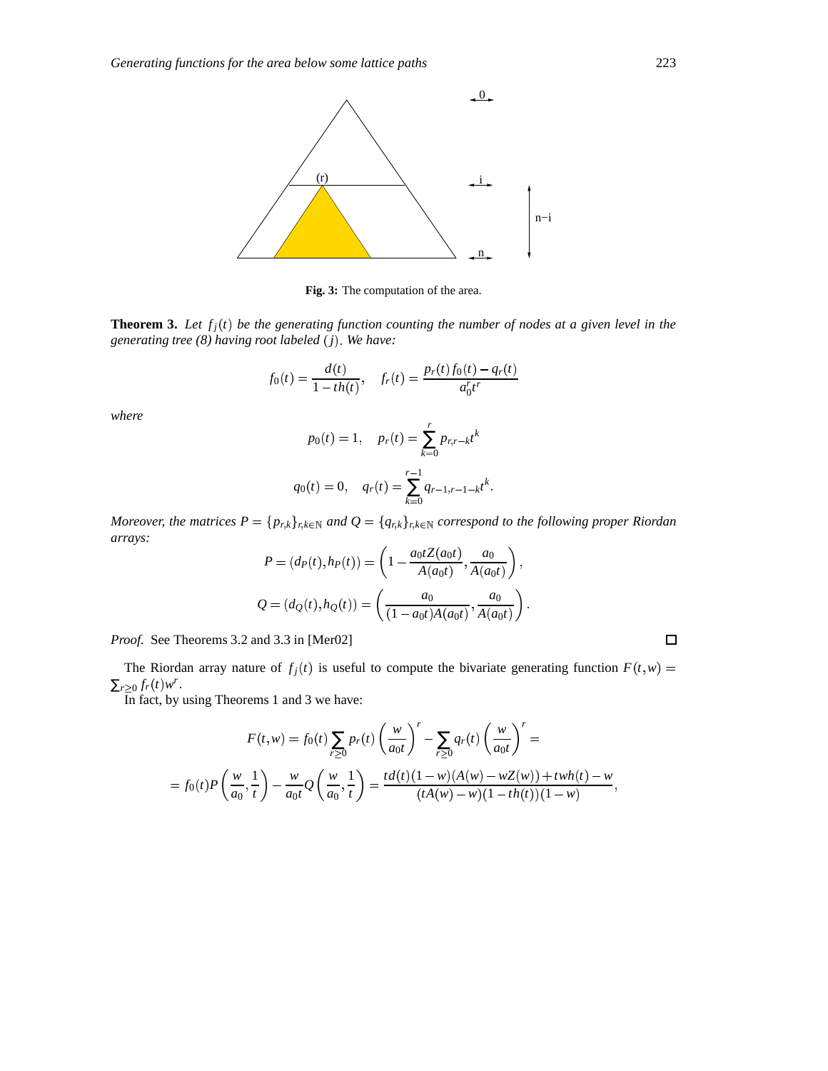**Fig. 3:** The computation of the area.

**Theorem 3.** *Let $f_j(t)$ be the generating function counting the number of nodes at a given level in the generating tree (8) having root labeled $(j)$. We have:*

$$f_0(t) = \frac{d(t)}{1 - th(t)}, \quad f_r(t) = \frac{p_r(t) f_0(t) - q_r(t)}{a_0^r t^r}$$

*where*

$$p_0(t) = 1, \quad p_r(t) = \sum_{k=0}^{r} p_{r,r-k} t^k$$

$$q_0(t) = 0, \quad q_r(t) = \sum_{k=0}^{r-1} q_{r-1,r-1-k} t^k.$$

*Moreover, the matrices $P = \{p_{r,k}\}_{r,k \in \mathbb{N}}$ and $Q = \{q_{r,k}\}_{r,k \in \mathbb{N}}$ correspond to the following proper Riordan arrays:*

$$P = (d_P(t), h_P(t)) = \left(1 - \frac{a_0 t Z(a_0 t)}{A(a_0 t)}, \frac{a_0}{A(a_0 t)}\right),$$

$$Q = (d_Q(t), h_Q(t)) = \left(\frac{a_0}{(1 - a_0 t) A(a_0 t)}, \frac{a_0}{A(a_0 t)}\right).$$

*Proof.* See Theorems 3.2 and 3.3 in [Mer02] □

The Riordan array nature of $f_j(t)$ is useful to compute the bivariate generating function $F(t,w) = \sum_{r \geq 0} f_r(t) w^r$.

In fact, by using Theorems 1 and 3 we have:

$$F(t,w) = f_0(t) \sum_{r \geq 0} p_r(t) \left(\frac{w}{a_0 t}\right)^r - \sum_{r \geq 0} q_r(t) \left(\frac{w}{a_0 t}\right)^r =$$

$$= f_0(t) P\left(\frac{w}{a_0}, \frac{1}{t}\right) - \frac{w}{a_0 t} Q\left(\frac{w}{a_0}, \frac{1}{t}\right) = \frac{td(t)(1-w)(A(w) - wZ(w)) + twh(t) - w}{(tA(w) - w)(1 - th(t))(1 - w)},$$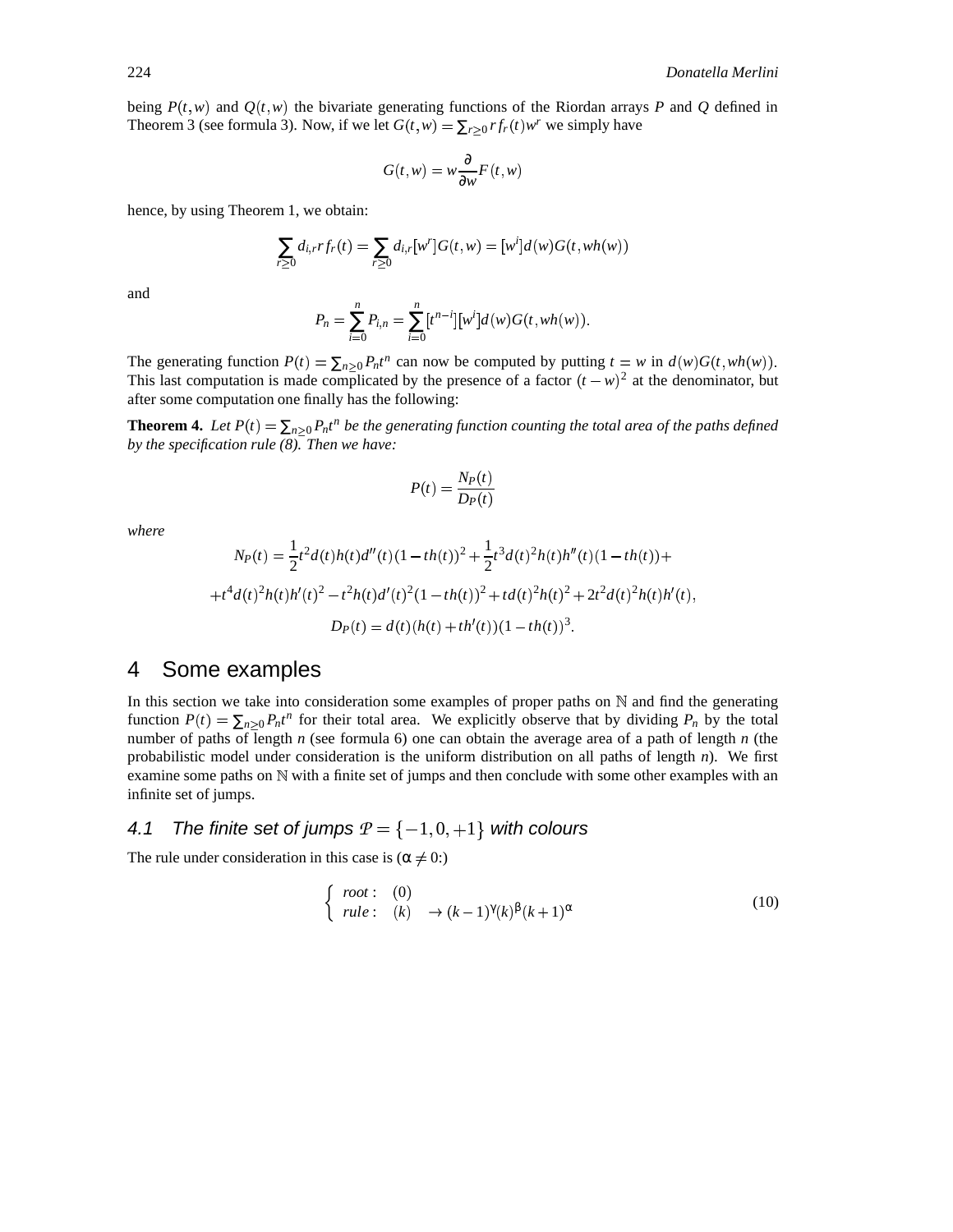being $P(t,w)$ and $Q(t,w)$ the bivariate generating functions of the Riordan arrays $P$ and $Q$ defined in Theorem 3 (see formula 3). Now, if we let $G(t,w) = \sum_{r\geq 0} r f_r(t) w^r$ we simply have

$$G(t,w) = w\frac{\partial}{\partial w}F(t,w)$$

hence, by using Theorem 1, we obtain:

$$\sum_{r\geq 0} d_{i,r} r f_r(t) = \sum_{r\geq 0} d_{i,r}[w^r]G(t,w) = [w^i]d(w)G(t,wh(w))$$

and

$$P_n = \sum_{i=0}^{n} P_{i,n} = \sum_{i=0}^{n} [t^{n-i}][w^i]d(w)G(t,wh(w)).$$

The generating function $P(t) = \sum_{n\geq 0} P_n t^n$ can now be computed by putting $t = w$ in $d(w)G(t,wh(w))$. This last computation is made complicated by the presence of a factor $(t-w)^2$ at the denominator, but after some computation one finally has the following:

**Theorem 4.** *Let $P(t) = \sum_{n\geq 0} P_n t^n$ be the generating function counting the total area of the paths defined by the specification rule (8). Then we have:*

$$P(t) = \frac{N_P(t)}{D_P(t)}$$

*where*

$$N_P(t) = \frac{1}{2}t^2 d(t)h(t)d''(t)(1-th(t))^2 + \frac{1}{2}t^3 d(t)^2 h(t)h''(t)(1-th(t)) +$$

$$+ t^4 d(t)^2 h(t)h'(t)^2 - t^2 h(t)d'(t)^2(1-th(t))^2 + td(t)^2 h(t)^2 + 2t^2 d(t)^2 h(t)h'(t),$$

$$D_P(t) = d(t)(h(t) + th'(t))(1-th(t))^3.$$

## 4 Some examples

In this section we take into consideration some examples of proper paths on $\mathbb{N}$ and find the generating function $P(t) = \sum_{n\geq 0} P_n t^n$ for their total area. We explicitly observe that by dividing $P_n$ by the total number of paths of length $n$ (see formula 6) one can obtain the average area of a path of length $n$ (the probabilistic model under consideration is the uniform distribution on all paths of length $n$). We first examine some paths on $\mathbb{N}$ with a finite set of jumps and then conclude with some other examples with an infinite set of jumps.

### 4.1 The finite set of jumps $\mathcal{P} = \{-1, 0, +1\}$ with colours

The rule under consideration in this case is ($\alpha \neq 0$:)

$$\begin{cases} root: & (0) \\ rule: & (k) \quad \rightarrow (k-1)^{\gamma}(k)^{\beta}(k+1)^{\alpha} \end{cases} \tag{10}$$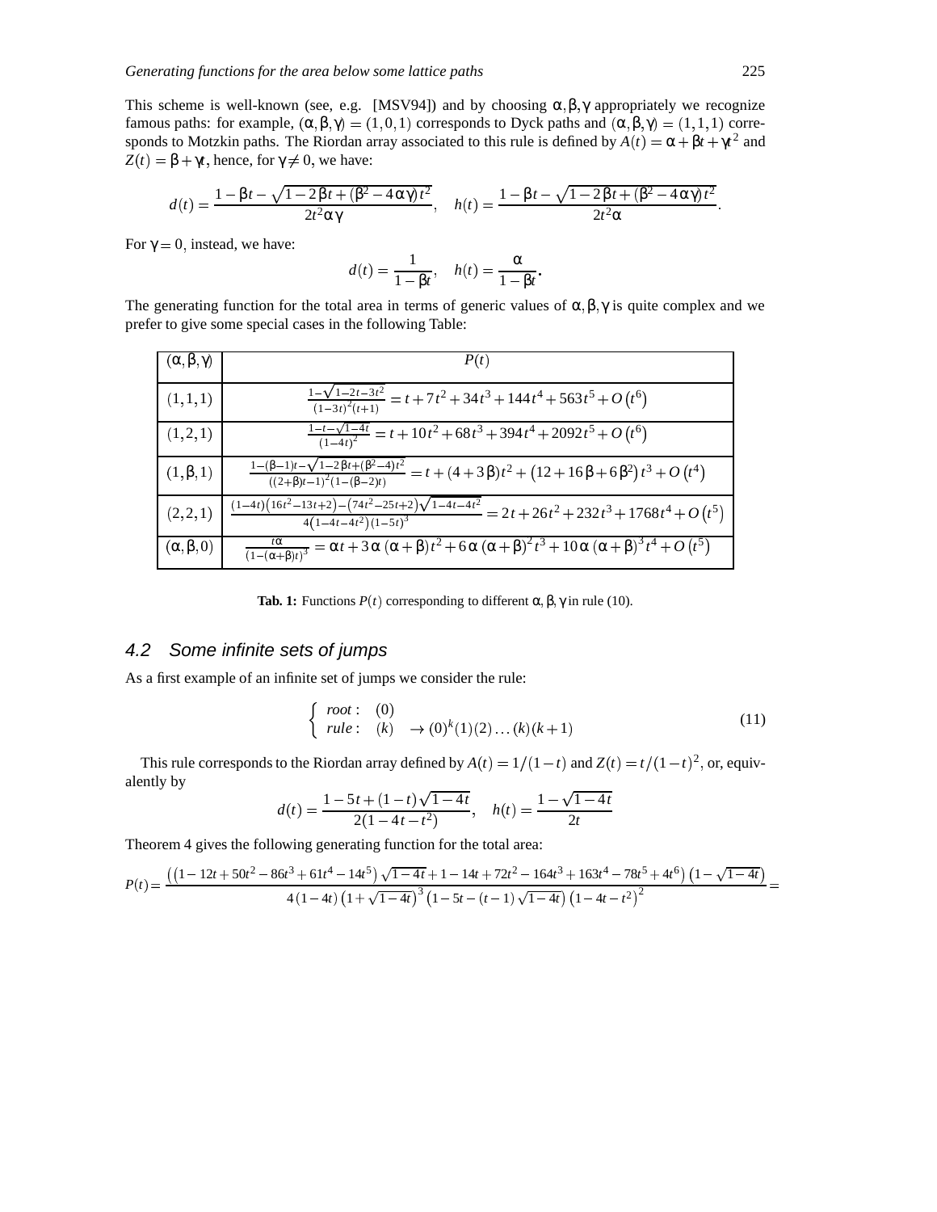This scheme is well-known (see, e.g. [MSV94]) and by choosing $\alpha, \beta, \gamma$ appropriately we recognize famous paths: for example, $(\alpha, \beta, \gamma) = (1, 0, 1)$ corresponds to Dyck paths and $(\alpha, \beta, \gamma) = (1, 1, 1)$ corresponds to Motzkin paths. The Riordan array associated to this rule is defined by $A(t) = \alpha + \beta t + \gamma t^2$ and $Z(t) = \beta + \gamma t$, hence, for $\gamma \neq 0$, we have:

$$d(t) = \frac{1 - \beta t - \sqrt{1 - 2\beta t + (\beta^2 - 4\alpha\gamma)t^2}}{2t^2\alpha\gamma}, \quad h(t) = \frac{1 - \beta t - \sqrt{1 - 2\beta t + (\beta^2 - 4\alpha\gamma)t^2}}{2t^2\alpha}.$$

For $\gamma = 0$, instead, we have:

$$d(t) = \frac{1}{1 - \beta t}, \quad h(t) = \frac{\alpha}{1 - \beta t}.$$

The generating function for the total area in terms of generic values of $\alpha, \beta, \gamma$ is quite complex and we prefer to give some special cases in the following Table:

| $(\alpha, \beta, \gamma)$ | $P(t)$ |
|---|---|
| $(1,1,1)$ | $\frac{1-\sqrt{1-2t-3t^2}}{(1-3t)^2(t+1)} = t + 7t^2 + 34t^3 + 144t^4 + 563t^5 + O\left(t^6\right)$ |
| $(1,2,1)$ | $\frac{1-t-\sqrt{1-4t}}{(1-4t)^2} = t + 10t^2 + 68t^3 + 394t^4 + 2092t^5 + O\left(t^6\right)$ |
| $(1,\beta,1)$ | $\frac{1-(\beta-1)t-\sqrt{1-2\beta t+(\beta^2-4)t^2}}{((2+\beta)t-1)^2(1-(\beta-2)t)} = t + (4+3\beta)t^2 + \left(12+16\beta+6\beta^2\right)t^3 + O\left(t^4\right)$ |
| $(2,2,1)$ | $\frac{(1-4t)\left(16t^2-13t+2\right)-\left(74t^2-25t+2\right)\sqrt{1-4t-4t^2}}{4\left(1-4t-4t^2\right)(1-5t)^3} = 2t + 26t^2 + 232t^3 + 1768t^4 + O\left(t^5\right)$ |
| $(\alpha,\beta,0)$ | $\frac{t\alpha}{(1-(\alpha+\beta)t)^3} = \alpha t + 3\alpha(\alpha+\beta)t^2 + 6\alpha(\alpha+\beta)^2 t^3 + 10\alpha(\alpha+\beta)^3 t^4 + O\left(t^5\right)$ |

**Tab. 1:** Functions $P(t)$ corresponding to different $\alpha, \beta, \gamma$ in rule (10).

## 4.2 Some infinite sets of jumps

As a first example of an infinite set of jumps we consider the rule:

$$\begin{cases} root: & (0) \\ rule: & (k) \quad \rightarrow (0)^k(1)(2)\dots(k)(k+1) \end{cases} \tag{11}$$

This rule corresponds to the Riordan array defined by $A(t) = 1/(1-t)$ and $Z(t) = t/(1-t)^2$, or, equivalently by

$$d(t) = \frac{1 - 5t + (1-t)\sqrt{1-4t}}{2(1-4t-t^2)}, \quad h(t) = \frac{1 - \sqrt{1-4t}}{2t}$$

Theorem 4 gives the following generating function for the total area:

$$P(t) = \frac{\left(\left(1 - 12t + 50t^2 - 86t^3 + 61t^4 - 14t^5\right)\sqrt{1-4t} + 1 - 14t + 72t^2 - 164t^3 + 163t^4 - 78t^5 + 4t^6\right)\left(1 - \sqrt{1-4t}\right)}{4(1-4t)\left(1+\sqrt{1-4t}\right)^3\left(1 - 5t - (t-1)\sqrt{1-4t}\right)\left(1-4t-t^2\right)^2} =$$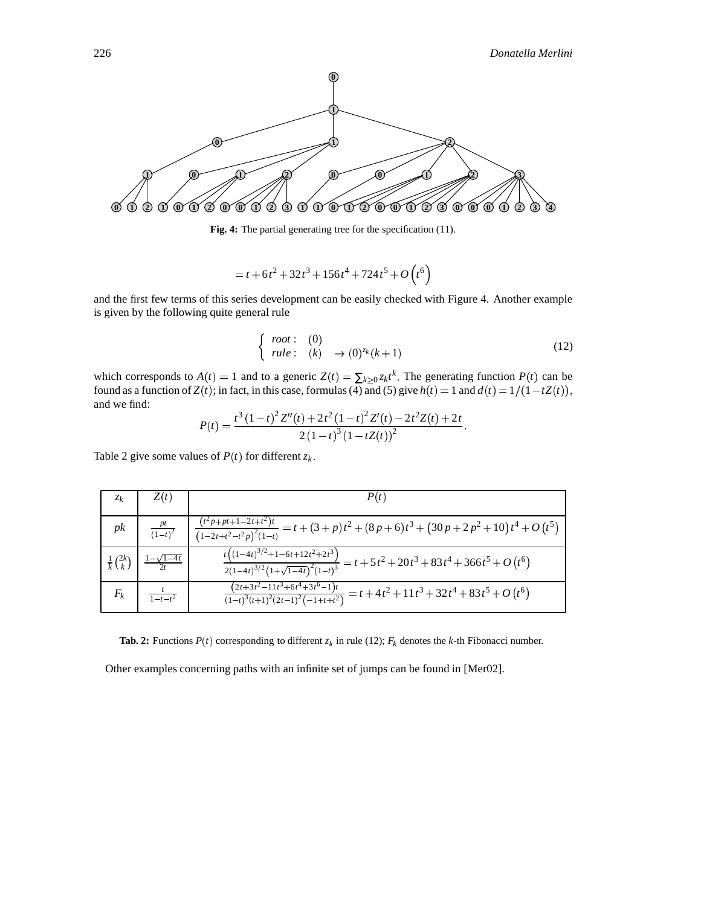**Fig. 4:** The partial generating tree for the specification (11).

$$= t + 6t^2 + 32t^3 + 156t^4 + 724t^5 + O\left(t^6\right)$$

and the first few terms of this series development can be easily checked with Figure 4. Another example is given by the following quite general rule

$$\begin{cases} root: & (0) \\ rule: & (k) \quad \rightarrow (0)^{z_k}(k+1) \end{cases} \tag{12}$$

which corresponds to $A(t) = 1$ and to a generic $Z(t) = \sum_{k\geq 0} z_k t^k$. The generating function $P(t)$ can be found as a function of $Z(t)$; in fact, in this case, formulas (4) and (5) give $h(t) = 1$ and $d(t) = 1/(1-tZ(t))$, and we find:

$$P(t) = \frac{t^3(1-t)^2 Z''(t) + 2t^2(1-t)^2 Z'(t) - 2t^2 Z(t) + 2t}{2(1-t)^3(1-tZ(t))^2}.$$

Table 2 give some values of $P(t)$ for different $z_k$.

| $z_k$ | $Z(t)$ | $P(t)$ |
|---|---|---|
| $pk$ | $\frac{pt}{(1-t)^2}$ | $\frac{(t^2p+pt+1-2t+t^2)t}{(1-2t+t^2-t^2p)^2(1-t)} = t+(3+p)t^2+(8p+6)t^3+(30p+2p^2+10)t^4+O(t^5)$ |
| $\frac{1}{k}\binom{2k}{k}$ | $\frac{1-\sqrt{1-4t}}{2t}$ | $\frac{t\left((1-4t)^{3/2}+1-6t+12t^2+2t^3\right)}{2(1-4t)^{3/2}\left(1+\sqrt{1-4t}\right)^2(1-t)^3} = t+5t^2+20t^3+83t^4+366t^5+O(t^6)$ |
| $F_k$ | $\frac{t}{1-t-t^2}$ | $\frac{(2t+3t^2-11t^3+6t^4+3t^6-1)t}{(1-t)^3(t+1)^2(2t-1)^2(-1+t+t^2)} = t+4t^2+11t^3+32t^4+83t^5+O(t^6)$ |

**Tab. 2:** Functions $P(t)$ corresponding to different $z_k$ in rule (12); $F_k$ denotes the $k$-th Fibonacci number.

Other examples concerning paths with an infinite set of jumps can be found in [Mer02].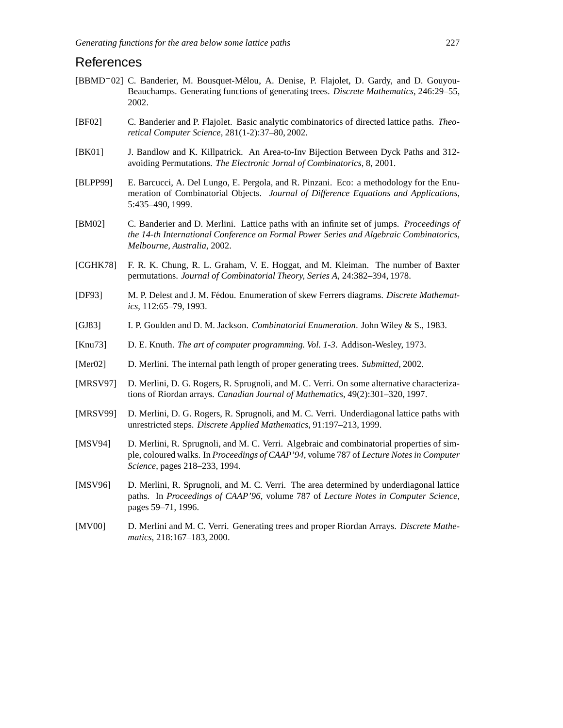# References

[BBMD$^+$02] C. Banderier, M. Bousquet-Mélou, A. Denise, P. Flajolet, D. Gardy, and D. Gouyou-Beauchamps. Generating functions of generating trees. *Discrete Mathematics*, 246:29–55, 2002.

[BF02] C. Banderier and P. Flajolet. Basic analytic combinatorics of directed lattice paths. *Theoretical Computer Science*, 281(1-2):37–80, 2002.

[BK01] J. Bandlow and K. Killpatrick. An Area-to-Inv Bijection Between Dyck Paths and 312-avoiding Permutations. *The Electronic Jornal of Combinatorics*, 8, 2001.

[BLPP99] E. Barcucci, A. Del Lungo, E. Pergola, and R. Pinzani. Eco: a methodology for the Enumeration of Combinatorial Objects. *Journal of Difference Equations and Applications*, 5:435–490, 1999.

[BM02] C. Banderier and D. Merlini. Lattice paths with an infinite set of jumps. *Proceedings of the 14-th International Conference on Formal Power Series and Algebraic Combinatorics, Melbourne, Australia*, 2002.

[CGHK78] F. R. K. Chung, R. L. Graham, V. E. Hoggat, and M. Kleiman. The number of Baxter permutations. *Journal of Combinatorial Theory, Series A*, 24:382–394, 1978.

[DF93] M. P. Delest and J. M. Fédou. Enumeration of skew Ferrers diagrams. *Discrete Mathematics*, 112:65–79, 1993.

[GJ83] I. P. Goulden and D. M. Jackson. *Combinatorial Enumeration*. John Wiley & S., 1983.

[Knu73] D. E. Knuth. *The art of computer programming. Vol. 1-3*. Addison-Wesley, 1973.

[Mer02] D. Merlini. The internal path length of proper generating trees. *Submitted*, 2002.

[MRSV97] D. Merlini, D. G. Rogers, R. Sprugnoli, and M. C. Verri. On some alternative characterizations of Riordan arrays. *Canadian Journal of Mathematics*, 49(2):301–320, 1997.

[MRSV99] D. Merlini, D. G. Rogers, R. Sprugnoli, and M. C. Verri. Underdiagonal lattice paths with unrestricted steps. *Discrete Applied Mathematics*, 91:197–213, 1999.

[MSV94] D. Merlini, R. Sprugnoli, and M. C. Verri. Algebraic and combinatorial properties of simple, coloured walks. In *Proceedings of CAAP'94*, volume 787 of *Lecture Notes in Computer Science*, pages 218–233, 1994.

[MSV96] D. Merlini, R. Sprugnoli, and M. C. Verri. The area determined by underdiagonal lattice paths. In *Proceedings of CAAP'96*, volume 787 of *Lecture Notes in Computer Science*, pages 59–71, 1996.

[MV00] D. Merlini and M. C. Verri. Generating trees and proper Riordan Arrays. *Discrete Mathematics*, 218:167–183, 2000.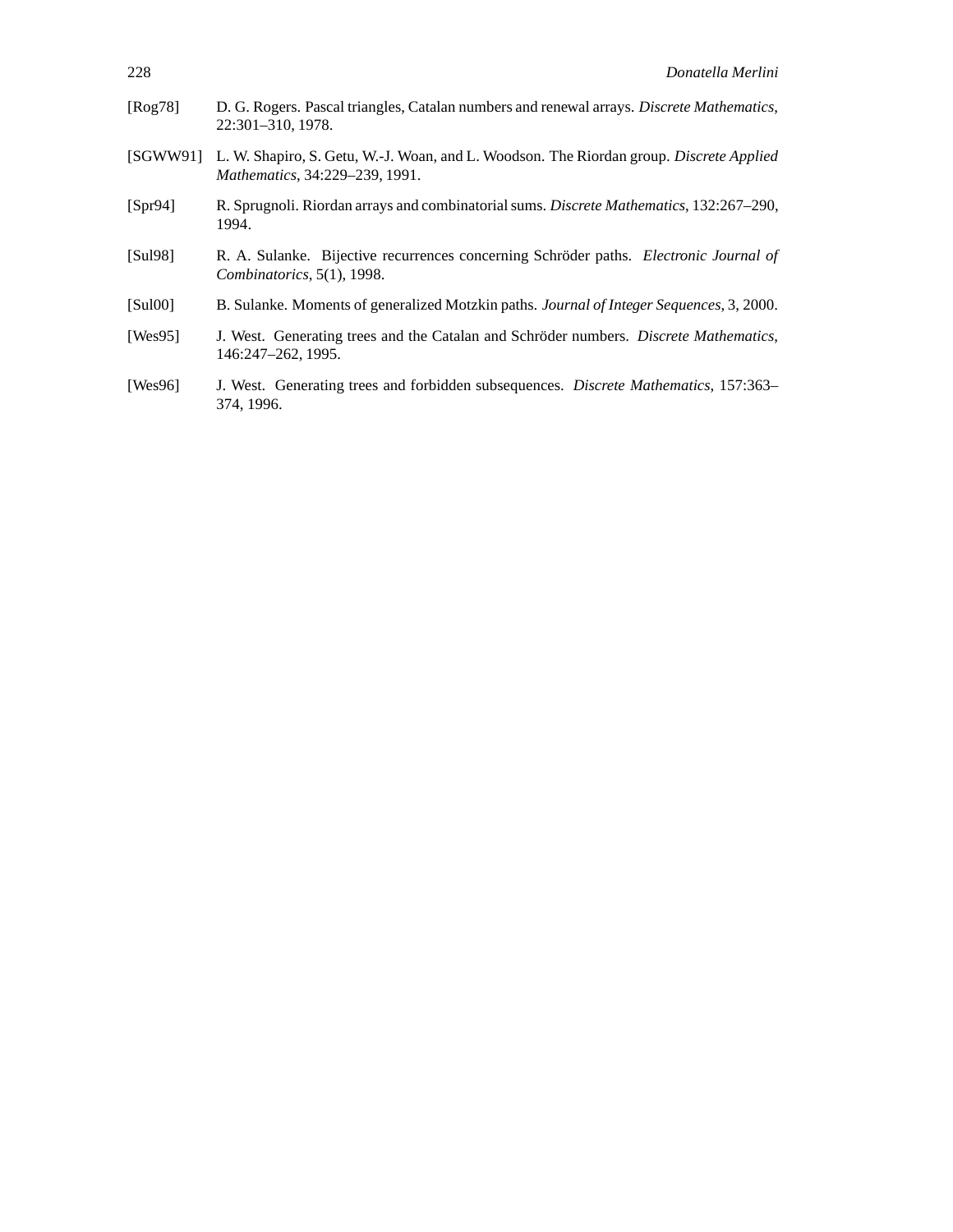[Rog78] D. G. Rogers. Pascal triangles, Catalan numbers and renewal arrays. *Discrete Mathematics*, 22:301–310, 1978.

[SGWW91] L. W. Shapiro, S. Getu, W.-J. Woan, and L. Woodson. The Riordan group. *Discrete Applied Mathematics*, 34:229–239, 1991.

[Spr94] R. Sprugnoli. Riordan arrays and combinatorial sums. *Discrete Mathematics*, 132:267–290, 1994.

[Sul98] R. A. Sulanke. Bijective recurrences concerning Schröder paths. *Electronic Journal of Combinatorics*, 5(1), 1998.

[Sul00] B. Sulanke. Moments of generalized Motzkin paths. *Journal of Integer Sequences*, 3, 2000.

[Wes95] J. West. Generating trees and the Catalan and Schröder numbers. *Discrete Mathematics*, 146:247–262, 1995.

[Wes96] J. West. Generating trees and forbidden subsequences. *Discrete Mathematics*, 157:363–374, 1996.